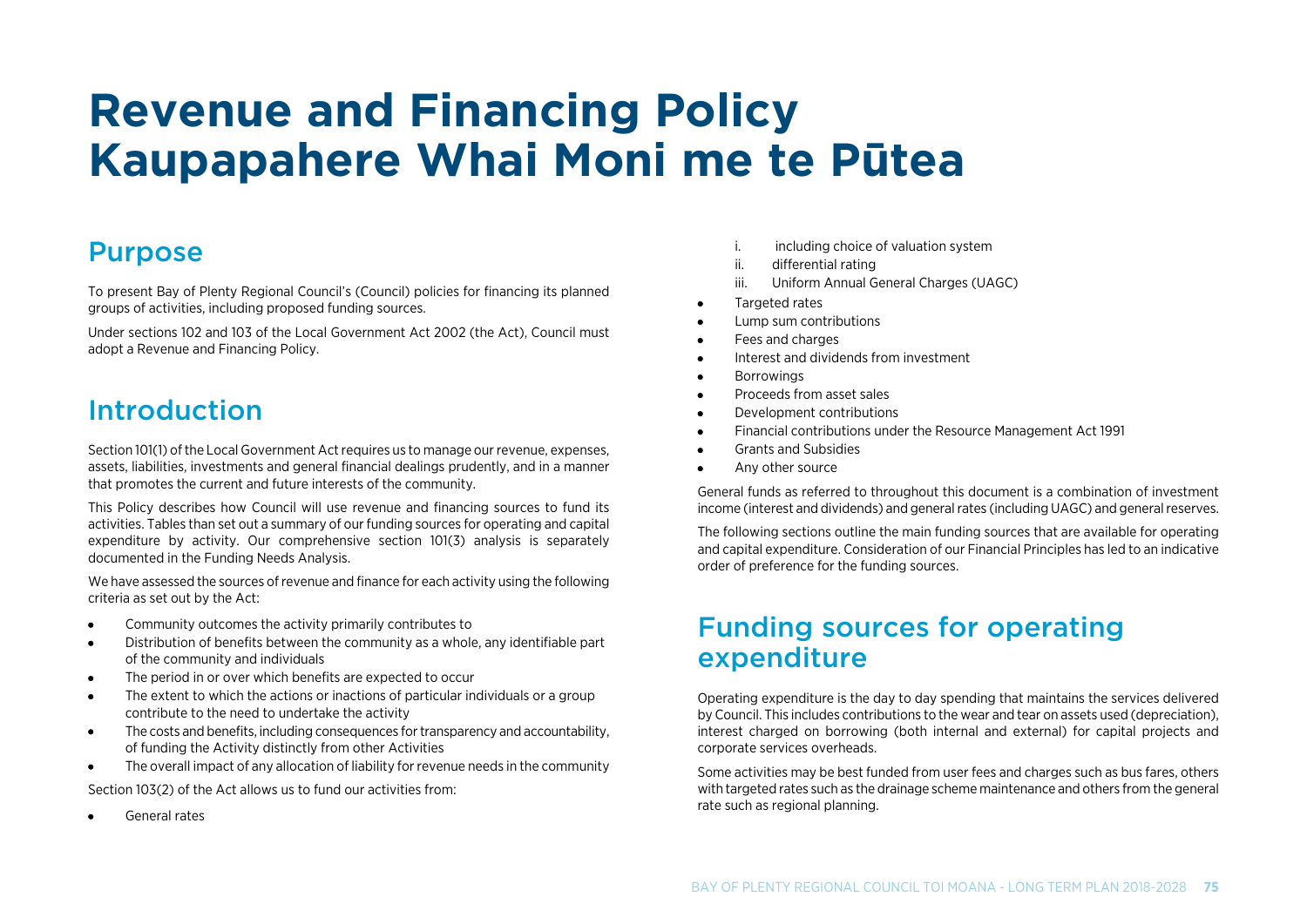# Revenue and Financing Policy
# Kaupapahere Whai Moni me te Pūtea

## Purpose

To present Bay of Plenty Regional Council's (Council) policies for financing its planned groups of activities, including proposed funding sources.

Under sections 102 and 103 of the Local Government Act 2002 (the Act), Council must adopt a Revenue and Financing Policy.

## Introduction

Section 101(1) of the Local Government Act requires us to manage our revenue, expenses, assets, liabilities, investments and general financial dealings prudently, and in a manner that promotes the current and future interests of the community.

This Policy describes how Council will use revenue and financing sources to fund its activities. Tables than set out a summary of our funding sources for operating and capital expenditure by activity. Our comprehensive section 101(3) analysis is separately documented in the Funding Needs Analysis.

We have assessed the sources of revenue and finance for each activity using the following criteria as set out by the Act:

- Community outcomes the activity primarily contributes to
- Distribution of benefits between the community as a whole, any identifiable part of the community and individuals
- The period in or over which benefits are expected to occur
- The extent to which the actions or inactions of particular individuals or a group contribute to the need to undertake the activity
- The costs and benefits, including consequences for transparency and accountability, of funding the Activity distinctly from other Activities
- The overall impact of any allocation of liability for revenue needs in the community

Section 103(2) of the Act allows us to fund our activities from:

- General rates
    i. including choice of valuation system
    ii. differential rating
    iii. Uniform Annual General Charges (UAGC)
- Targeted rates
- Lump sum contributions
- Fees and charges
- Interest and dividends from investment
- Borrowings
- Proceeds from asset sales
- Development contributions
- Financial contributions under the Resource Management Act 1991
- Grants and Subsidies
- Any other source

General funds as referred to throughout this document is a combination of investment income (interest and dividends) and general rates (including UAGC) and general reserves.

The following sections outline the main funding sources that are available for operating and capital expenditure. Consideration of our Financial Principles has led to an indicative order of preference for the funding sources.

## Funding sources for operating expenditure

Operating expenditure is the day to day spending that maintains the services delivered by Council. This includes contributions to the wear and tear on assets used (depreciation), interest charged on borrowing (both internal and external) for capital projects and corporate services overheads.

Some activities may be best funded from user fees and charges such as bus fares, others with targeted rates such as the drainage scheme maintenance and others from the general rate such as regional planning.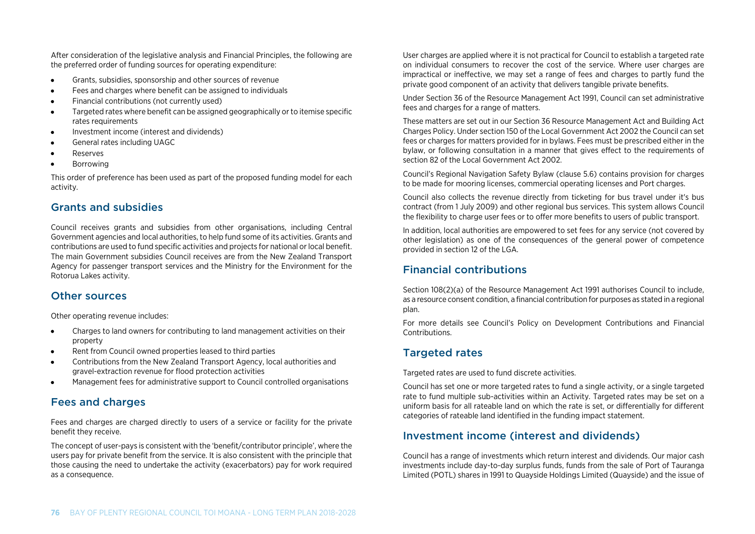After consideration of the legislative analysis and Financial Principles, the following are the preferred order of funding sources for operating expenditure:

- Grants, subsidies, sponsorship and other sources of revenue
- Fees and charges where benefit can be assigned to individuals
- Financial contributions (not currently used)
- Targeted rates where benefit can be assigned geographically or to itemise specific rates requirements
- Investment income (interest and dividends)
- General rates including UAGC
- Reserves
- Borrowing

This order of preference has been used as part of the proposed funding model for each activity.

## Grants and subsidies

Council receives grants and subsidies from other organisations, including Central Government agencies and local authorities, to help fund some of its activities. Grants and contributions are used to fund specific activities and projects for national or local benefit. The main Government subsidies Council receives are from the New Zealand Transport Agency for passenger transport services and the Ministry for the Environment for the Rotorua Lakes activity.

## Other sources

Other operating revenue includes:

- Charges to land owners for contributing to land management activities on their property
- Rent from Council owned properties leased to third parties
- Contributions from the New Zealand Transport Agency, local authorities and gravel-extraction revenue for flood protection activities
- Management fees for administrative support to Council controlled organisations

## Fees and charges

Fees and charges are charged directly to users of a service or facility for the private benefit they receive.

The concept of user-pays is consistent with the 'benefit/contributor principle', where the users pay for private benefit from the service. It is also consistent with the principle that those causing the need to undertake the activity (exacerbators) pay for work required as a consequence.

User charges are applied where it is not practical for Council to establish a targeted rate on individual consumers to recover the cost of the service. Where user charges are impractical or ineffective, we may set a range of fees and charges to partly fund the private good component of an activity that delivers tangible private benefits.

Under Section 36 of the Resource Management Act 1991, Council can set administrative fees and charges for a range of matters.

These matters are set out in our Section 36 Resource Management Act and Building Act Charges Policy. Under section 150 of the Local Government Act 2002 the Council can set fees or charges for matters provided for in bylaws. Fees must be prescribed either in the bylaw, or following consultation in a manner that gives effect to the requirements of section 82 of the Local Government Act 2002.

Council's Regional Navigation Safety Bylaw (clause 5.6) contains provision for charges to be made for mooring licenses, commercial operating licenses and Port charges.

Council also collects the revenue directly from ticketing for bus travel under it's bus contract (from 1 July 2009) and other regional bus services. This system allows Council the flexibility to charge user fees or to offer more benefits to users of public transport.

In addition, local authorities are empowered to set fees for any service (not covered by other legislation) as one of the consequences of the general power of competence provided in section 12 of the LGA.

## Financial contributions

Section 108(2)(a) of the Resource Management Act 1991 authorises Council to include, as a resource consent condition, a financial contribution for purposes as stated in a regional plan.

For more details see Council's Policy on Development Contributions and Financial Contributions.

## Targeted rates

Targeted rates are used to fund discrete activities.

Council has set one or more targeted rates to fund a single activity, or a single targeted rate to fund multiple sub-activities within an Activity. Targeted rates may be set on a uniform basis for all rateable land on which the rate is set, or differentially for different categories of rateable land identified in the funding impact statement.

## Investment income (interest and dividends)

Council has a range of investments which return interest and dividends. Our major cash investments include day-to-day surplus funds, funds from the sale of Port of Tauranga Limited (POTL) shares in 1991 to Quayside Holdings Limited (Quayside) and the issue of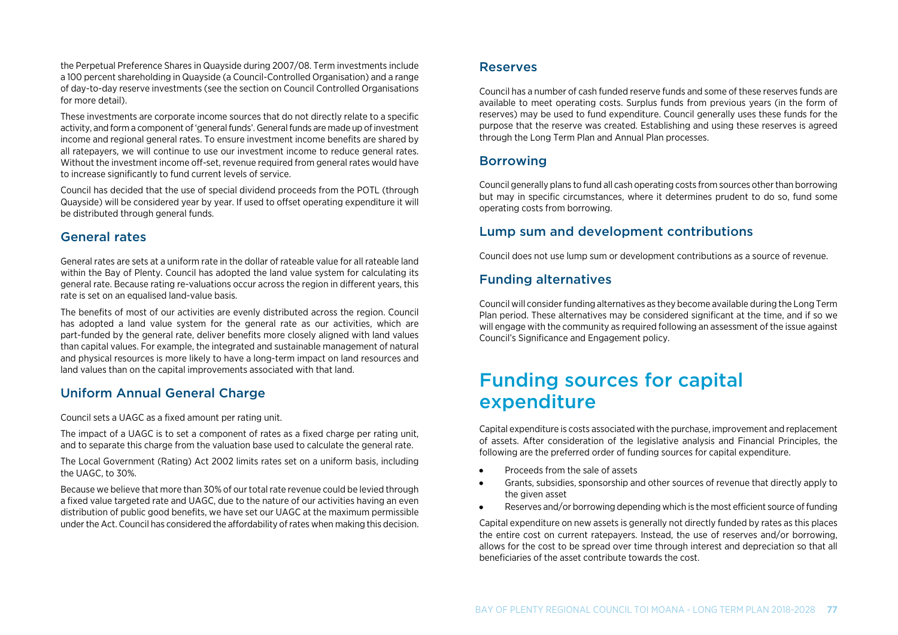the Perpetual Preference Shares in Quayside during 2007/08. Term investments include a 100 percent shareholding in Quayside (a Council-Controlled Organisation) and a range of day-to-day reserve investments (see the section on Council Controlled Organisations for more detail).

These investments are corporate income sources that do not directly relate to a specific activity, and form a component of 'general funds'. General funds are made up of investment income and regional general rates. To ensure investment income benefits are shared by all ratepayers, we will continue to use our investment income to reduce general rates. Without the investment income off-set, revenue required from general rates would have to increase significantly to fund current levels of service.

Council has decided that the use of special dividend proceeds from the POTL (through Quayside) will be considered year by year. If used to offset operating expenditure it will be distributed through general funds.

## General rates

General rates are sets at a uniform rate in the dollar of rateable value for all rateable land within the Bay of Plenty. Council has adopted the land value system for calculating its general rate. Because rating re-valuations occur across the region in different years, this rate is set on an equalised land-value basis.

The benefits of most of our activities are evenly distributed across the region. Council has adopted a land value system for the general rate as our activities, which are part-funded by the general rate, deliver benefits more closely aligned with land values than capital values. For example, the integrated and sustainable management of natural and physical resources is more likely to have a long-term impact on land resources and land values than on the capital improvements associated with that land.

## Uniform Annual General Charge

Council sets a UAGC as a fixed amount per rating unit.

The impact of a UAGC is to set a component of rates as a fixed charge per rating unit, and to separate this charge from the valuation base used to calculate the general rate.

The Local Government (Rating) Act 2002 limits rates set on a uniform basis, including the UAGC, to 30%.

Because we believe that more than 30% of our total rate revenue could be levied through a fixed value targeted rate and UAGC, due to the nature of our activities having an even distribution of public good benefits, we have set our UAGC at the maximum permissible under the Act. Council has considered the affordability of rates when making this decision.

## Reserves

Council has a number of cash funded reserve funds and some of these reserves funds are available to meet operating costs. Surplus funds from previous years (in the form of reserves) may be used to fund expenditure. Council generally uses these funds for the purpose that the reserve was created. Establishing and using these reserves is agreed through the Long Term Plan and Annual Plan processes.

## Borrowing

Council generally plans to fund all cash operating costs from sources other than borrowing but may in specific circumstances, where it determines prudent to do so, fund some operating costs from borrowing.

## Lump sum and development contributions

Council does not use lump sum or development contributions as a source of revenue.

## Funding alternatives

Council will consider funding alternatives as they become available during the Long Term Plan period. These alternatives may be considered significant at the time, and if so we will engage with the community as required following an assessment of the issue against Council's Significance and Engagement policy.

# Funding sources for capital expenditure

Capital expenditure is costs associated with the purchase, improvement and replacement of assets. After consideration of the legislative analysis and Financial Principles, the following are the preferred order of funding sources for capital expenditure.

- Proceeds from the sale of assets
- Grants, subsidies, sponsorship and other sources of revenue that directly apply to the given asset
- Reserves and/or borrowing depending which is the most efficient source of funding

Capital expenditure on new assets is generally not directly funded by rates as this places the entire cost on current ratepayers. Instead, the use of reserves and/or borrowing, allows for the cost to be spread over time through interest and depreciation so that all beneficiaries of the asset contribute towards the cost.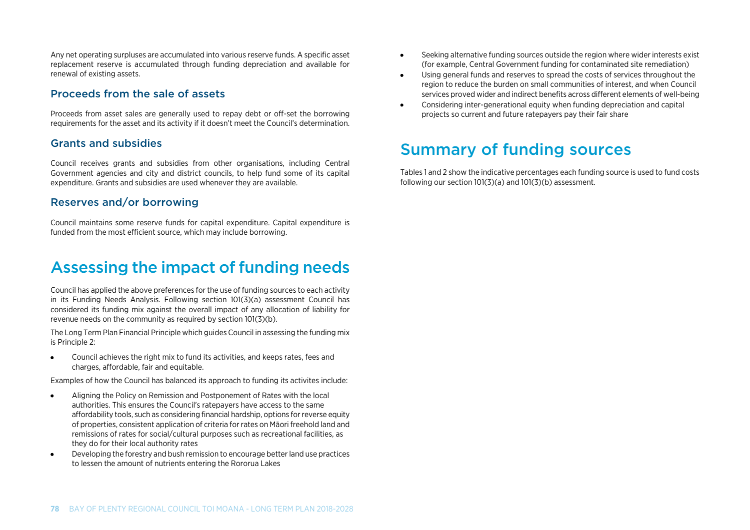Any net operating surpluses are accumulated into various reserve funds. A specific asset replacement reserve is accumulated through funding depreciation and available for renewal of existing assets.

### Proceeds from the sale of assets

Proceeds from asset sales are generally used to repay debt or off-set the borrowing requirements for the asset and its activity if it doesn't meet the Council's determination.

### Grants and subsidies

Council receives grants and subsidies from other organisations, including Central Government agencies and city and district councils, to help fund some of its capital expenditure. Grants and subsidies are used whenever they are available.

### Reserves and/or borrowing

Council maintains some reserve funds for capital expenditure. Capital expenditure is funded from the most efficient source, which may include borrowing.

## Assessing the impact of funding needs

Council has applied the above preferences for the use of funding sources to each activity in its Funding Needs Analysis. Following section 101(3)(a) assessment Council has considered its funding mix against the overall impact of any allocation of liability for revenue needs on the community as required by section 101(3)(b).

The Long Term Plan Financial Principle which guides Council in assessing the funding mix is Principle 2:

- Council achieves the right mix to fund its activities, and keeps rates, fees and charges, affordable, fair and equitable.

Examples of how the Council has balanced its approach to funding its activites include:

- Aligning the Policy on Remission and Postponement of Rates with the local authorities. This ensures the Council's ratepayers have access to the same affordability tools, such as considering financial hardship, options for reverse equity of properties, consistent application of criteria for rates on Māori freehold land and remissions of rates for social/cultural purposes such as recreational facilities, as they do for their local authority rates
- Developing the forestry and bush remission to encourage better land use practices to lessen the amount of nutrients entering the Rororua Lakes
- Seeking alternative funding sources outside the region where wider interests exist (for example, Central Government funding for contaminated site remediation)
- Using general funds and reserves to spread the costs of services throughout the region to reduce the burden on small communities of interest, and when Council services proved wider and indirect benefits across different elements of well-being
- Considering inter-generational equity when funding depreciation and capital projects so current and future ratepayers pay their fair share

## Summary of funding sources

Tables 1 and 2 show the indicative percentages each funding source is used to fund costs following our section 101(3)(a) and 101(3)(b) assessment.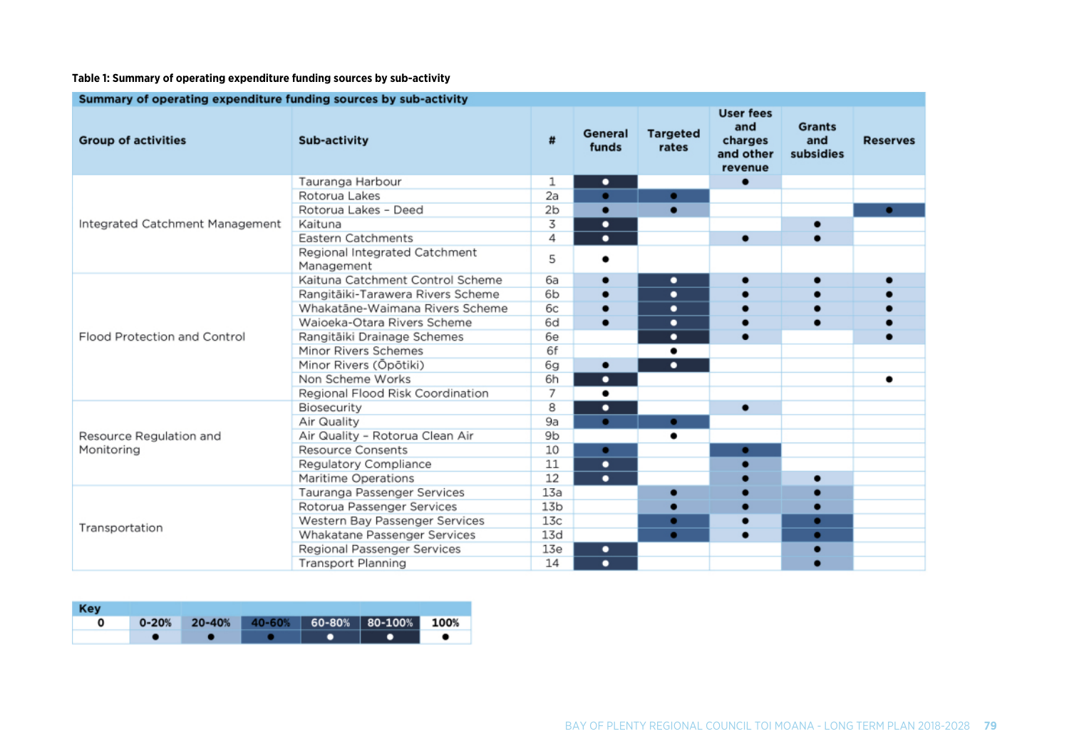**Table 1: Summary of operating expenditure funding sources by sub-activity**

| Summary of operating expenditure funding sources by sub-activity | | | | | | | |
|---|---|---|---|---|---|---|---|
| Group of activities | Sub-activity | # | General funds | Targeted rates | User fees and charges and other revenue | Grants and subsidies | Reserves |
| Integrated Catchment Management | Tauranga Harbour | 1 | ● | | ● | | |
| | Rotorua Lakes | 2a | ● | ● | | | |
| | Rotorua Lakes - Deed | 2b | ● | ● | | | ● |
| | Kaituna | 3 | ● | | | ● | |
| | Eastern Catchments | 4 | ● | | ● | ● | |
| | Regional Integrated Catchment Management | 5 | ● | | | | |
| Flood Protection and Control | Kaituna Catchment Control Scheme | 6a | ● | ● | ● | ● | ● |
| | Rangitāiki-Tarawera Rivers Scheme | 6b | ● | ● | ● | ● | ● |
| | Whakatāne-Waimana Rivers Scheme | 6c | ● | ● | ● | ● | ● |
| | Waioeka-Otara Rivers Scheme | 6d | ● | ● | ● | ● | ● |
| | Rangitāiki Drainage Schemes | 6e | | ● | ● | | ● |
| | Minor Rivers Schemes | 6f | | ● | | | |
| | Minor Rivers (Ōpōtiki) | 6g | ● | ● | | | |
| | Non Scheme Works | 6h | ● | | | | ● |
| | Regional Flood Risk Coordination | 7 | ● | | | | |
| Resource Regulation and Monitoring | Biosecurity | 8 | ● | | ● | | |
| | Air Quality | 9a | ● | ● | | | |
| | Air Quality - Rotorua Clean Air | 9b | | ● | | | |
| | Resource Consents | 10 | ● | | ● | | |
| | Regulatory Compliance | 11 | ● | | ● | | |
| | Maritime Operations | 12 | ● | | ● | ● | |
| Transportation | Tauranga Passenger Services | 13a | | ● | ● | ● | |
| | Rotorua Passenger Services | 13b | | ● | ● | ● | |
| | Western Bay Passenger Services | 13c | | ● | ● | ● | |
| | Whakatane Passenger Services | 13d | | ● | ● | ● | |
| | Regional Passenger Services | 13e | ● | | | ● | |
| | Transport Planning | 14 | ● | | | ● | |

| Key | | | | | | |
|---|---|---|---|---|---|---|
| 0 | 0-20% | 20-40% | 40-60% | 60-80% | 80-100% | 100% |
| | ● | ● | ● | ● | ● | ● |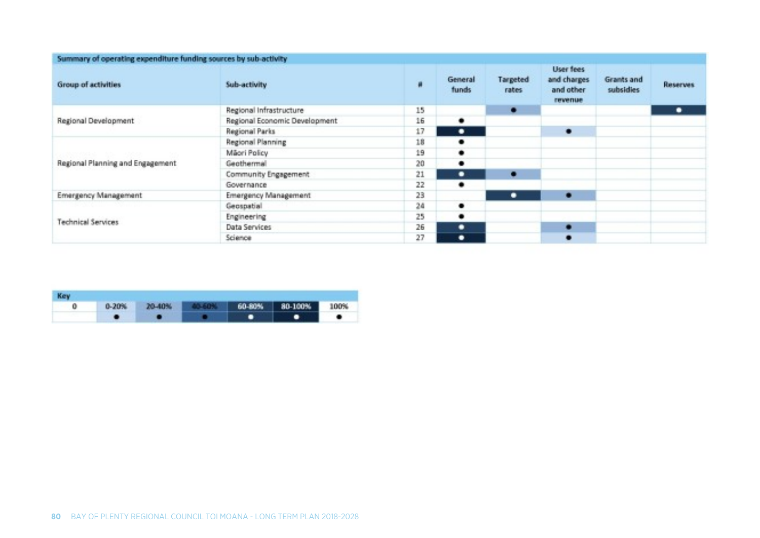| Summary of operating expenditure funding sources by sub-activity | | | | | | | |
|---|---|---|---|---|---|---|---|
| **Group of activities** | **Sub-activity** | **#** | **General funds** | **Targeted rates** | **User fees and charges and other revenue** | **Grants and subsidies** | **Reserves** |
| Regional Development | Regional Infrastructure | 15 | | ● | | | ● |
| | Regional Economic Development | 16 | ● | | | | |
| | Regional Parks | 17 | ● | | ● | | |
| Regional Planning and Engagement | Regional Planning | 18 | ● | | | | |
| | Māori Policy | 19 | ● | | | | |
| | Geothermal | 20 | ● | | | | |
| | Community Engagement | 21 | ● | ● | | | |
| | Governance | 22 | ● | | | | |
| Emergency Management | Emergency Management | 23 | | ● | ● | | |
| Technical Services | Geospatial | 24 | ● | | | | |
| | Engineering | 25 | ● | | | | |
| | Data Services | 26 | ● | | ● | | |
| | Science | 27 | ● | | ● | | |

| Key | | | | | | |
|---|---|---|---|---|---|---|
| 0 | 0-20% | 20-40% | 40-60% | 60-80% | 80-100% | 100% |
| | ● | ● | ● | ● | ● | ● |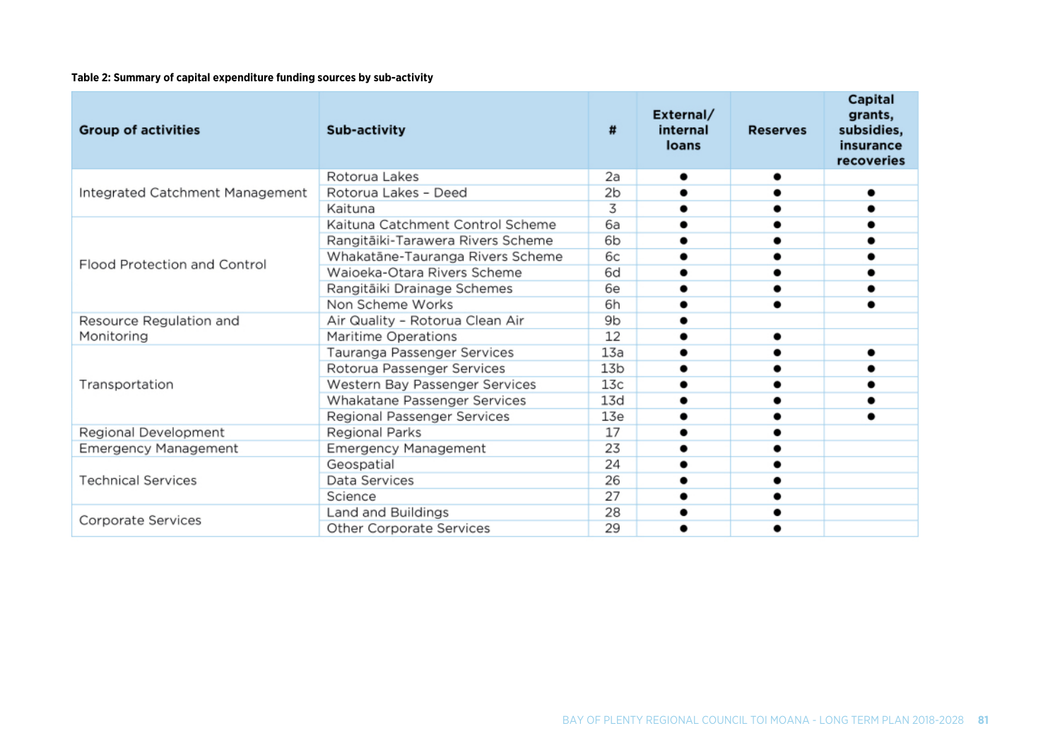**Table 2: Summary of capital expenditure funding sources by sub-activity**

| Group of activities | Sub-activity | # | External/ internal loans | Reserves | Capital grants, subsidies, insurance recoveries |
|---|---|---|---|---|---|
| Integrated Catchment Management | Rotorua Lakes | 2a | ● | ● | |
| | Rotorua Lakes - Deed | 2b | ● | ● | ● |
| | Kaituna | 3 | ● | ● | ● |
| Flood Protection and Control | Kaituna Catchment Control Scheme | 6a | ● | ● | ● |
| | Rangitāiki-Tarawera Rivers Scheme | 6b | ● | ● | ● |
| | Whakatāne-Tauranga Rivers Scheme | 6c | ● | ● | ● |
| | Waioeka-Otara Rivers Scheme | 6d | ● | ● | ● |
| | Rangitāiki Drainage Schemes | 6e | ● | ● | ● |
| | Non Scheme Works | 6h | ● | ● | ● |
| Resource Regulation and Monitoring | Air Quality - Rotorua Clean Air | 9b | ● | | |
| | Maritime Operations | 12 | ● | ● | |
| Transportation | Tauranga Passenger Services | 13a | ● | ● | ● |
| | Rotorua Passenger Services | 13b | ● | ● | ● |
| | Western Bay Passenger Services | 13c | ● | ● | ● |
| | Whakatane Passenger Services | 13d | ● | ● | ● |
| | Regional Passenger Services | 13e | ● | ● | ● |
| Regional Development | Regional Parks | 17 | ● | ● | |
| Emergency Management | Emergency Management | 23 | ● | ● | |
| Technical Services | Geospatial | 24 | ● | ● | |
| | Data Services | 26 | ● | ● | |
| | Science | 27 | ● | ● | |
| Corporate Services | Land and Buildings | 28 | ● | ● | |
| | Other Corporate Services | 29 | ● | ● | |